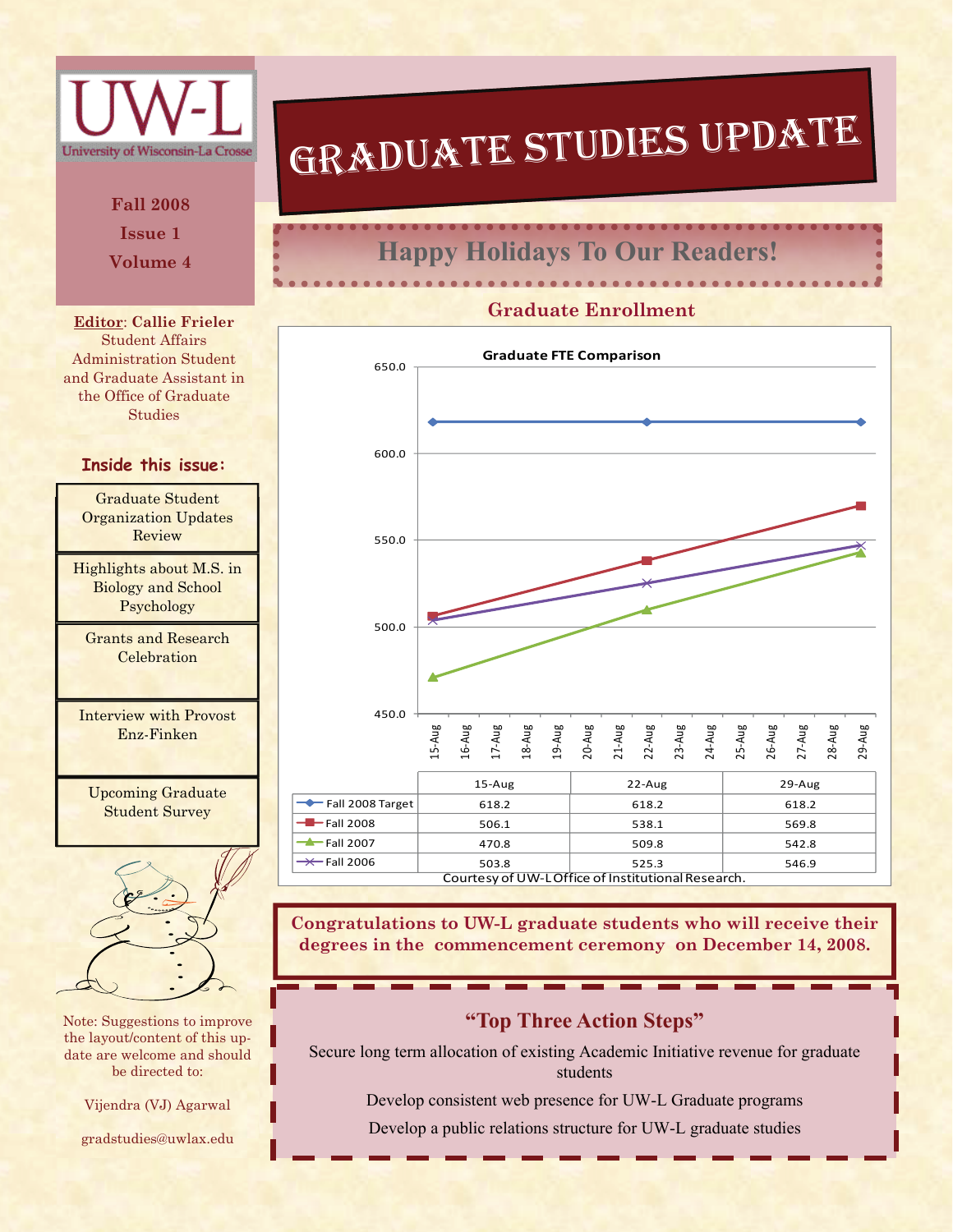# Graduate Studies Update

**Fall 2008**
**Issue 1**
**Volume 4**

## Happy Holidays To Our Readers!

**Editor**: **Callie Frieler**
Student Affairs Administration Student and Graduate Assistant in the Office of Graduate Studies

### Inside this issue:

- Graduate Student Organization Updates Review
- Highlights about M.S. in Biology and School Psychology
- Grants and Research Celebration
- Interview with Provost Enz-Finken
- Upcoming Graduate Student Survey

Note: Suggestions to improve the layout/content of this update are welcome and should be directed to:

Vijendra (VJ) Agarwal

gradstudies@uwlax.edu

### Graduate Enrollment

**Graduate FTE Comparison**

| | 15-Aug | 22-Aug | 29-Aug |
|---|---|---|---|
| Fall 2008 Target | 618.2 | 618.2 | 618.2 |
| Fall 2008 | 506.1 | 538.1 | 569.8 |
| Fall 2007 | 470.8 | 509.8 | 542.8 |
| Fall 2006 | 503.8 | 525.3 | 546.9 |

Courtesy of UW-L Office of Institutional Research.

**Congratulations to UW-L graduate students who will receive their degrees in the commencement ceremony on December 14, 2008.**

### "Top Three Action Steps"

Secure long term allocation of existing Academic Initiative revenue for graduate students

Develop consistent web presence for UW-L Graduate programs

Develop a public relations structure for UW-L graduate studies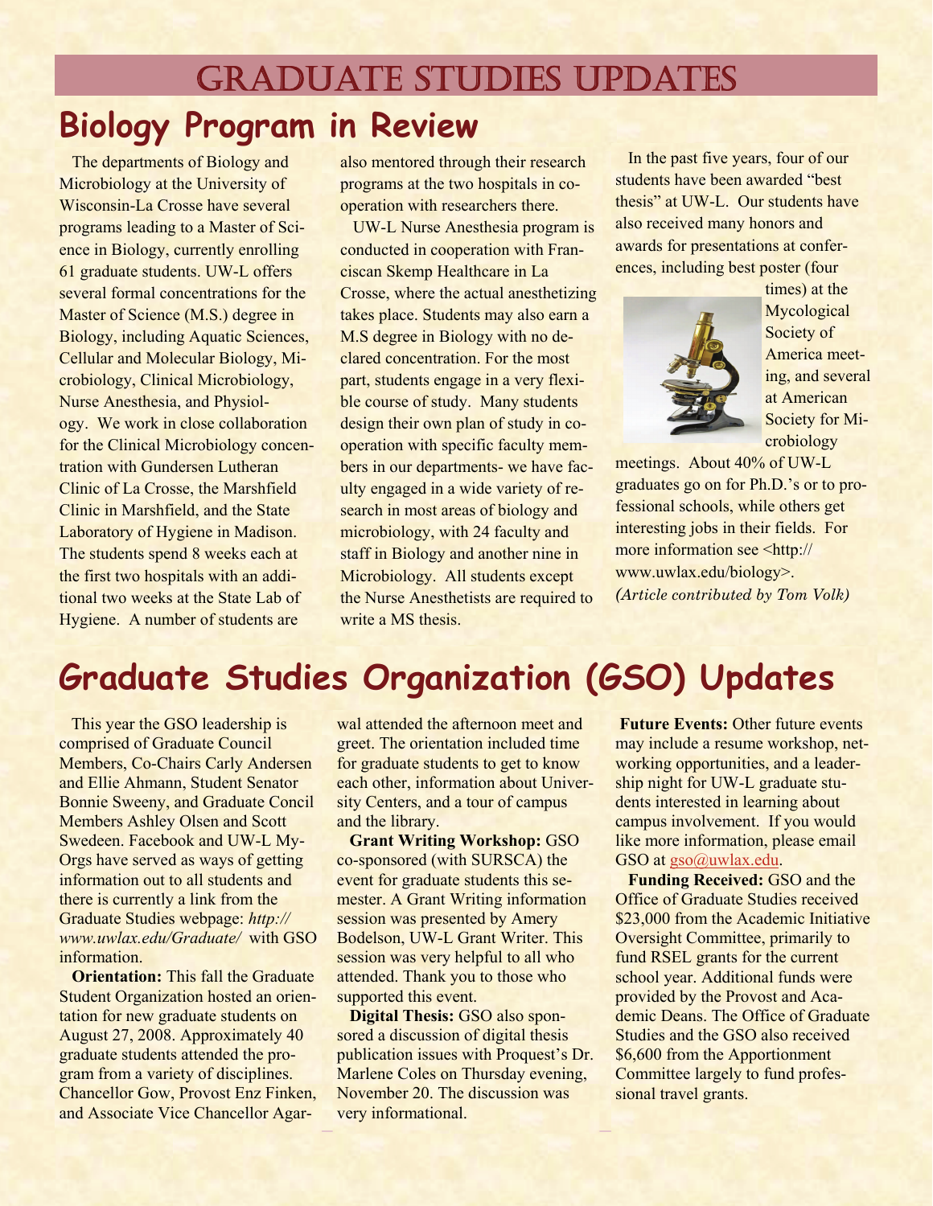# Graduate Studies Updates

## Biology Program in Review

The departments of Biology and Microbiology at the University of Wisconsin-La Crosse have several programs leading to a Master of Science in Biology, currently enrolling 61 graduate students. UW-L offers several formal concentrations for the Master of Science (M.S.) degree in Biology, including Aquatic Sciences, Cellular and Molecular Biology, Microbiology, Clinical Microbiology, Nurse Anesthesia, and Physiology. We work in close collaboration for the Clinical Microbiology concentration with Gundersen Lutheran Clinic of La Crosse, the Marshfield Clinic in Marshfield, and the State Laboratory of Hygiene in Madison. The students spend 8 weeks each at the first two hospitals with an additional two weeks at the State Lab of Hygiene. A number of students are also mentored through their research programs at the two hospitals in cooperation with researchers there.

UW-L Nurse Anesthesia program is conducted in cooperation with Franciscan Skemp Healthcare in La Crosse, where the actual anesthetizing takes place. Students may also earn a M.S degree in Biology with no declared concentration. For the most part, students engage in a very flexible course of study. Many students design their own plan of study in cooperation with specific faculty members in our departments- we have faculty engaged in a wide variety of research in most areas of biology and microbiology, with 24 faculty and staff in Biology and another nine in Microbiology. All students except the Nurse Anesthetists are required to write a MS thesis.

In the past five years, four of our students have been awarded "best thesis" at UW-L. Our students have also received many honors and awards for presentations at conferences, including best poster (four times) at the Mycological Society of America meeting, and several at American Society for Microbiology meetings. About 40% of UW-L graduates go on for Ph.D.'s or to professional schools, while others get interesting jobs in their fields. For more information see <http://www.uwlax.edu/biology>.

*(Article contributed by Tom Volk)*

## Graduate Studies Organization (GSO) Updates

This year the GSO leadership is comprised of Graduate Council Members, Co-Chairs Carly Andersen and Ellie Ahmann, Student Senator Bonnie Sweeny, and Graduate Concil Members Ashley Olsen and Scott Swedeen. Facebook and UW-L MyOrgs have served as ways of getting information out to all students and there is currently a link from the Graduate Studies webpage: *http://www.uwlax.edu/Graduate/* with GSO information.

**Orientation:** This fall the Graduate Student Organization hosted an orientation for new graduate students on August 27, 2008. Approximately 40 graduate students attended the program from a variety of disciplines. Chancellor Gow, Provost Enz Finken, and Associate Vice Chancellor Agarwal attended the afternoon meet and greet. The orientation included time for graduate students to get to know each other, information about University Centers, and a tour of campus and the library.

**Grant Writing Workshop:** GSO co-sponsored (with SURSCA) the event for graduate students this semester. A Grant Writing information session was presented by Amery Bodelson, UW-L Grant Writer. This session was very helpful to all who attended. Thank you to those who supported this event.

**Digital Thesis:** GSO also sponsored a discussion of digital thesis publication issues with Proquest's Dr. Marlene Coles on Thursday evening, November 20. The discussion was very informational.

**Future Events:** Other future events may include a resume workshop, networking opportunities, and a leadership night for UW-L graduate students interested in learning about campus involvement. If you would like more information, please email GSO at gso@uwlax.edu.

**Funding Received:** GSO and the Office of Graduate Studies received $23,000 from the Academic Initiative Oversight Committee, primarily to fund RSEL grants for the current school year. Additional funds were provided by the Provost and Academic Deans. The Office of Graduate Studies and the GSO also received $6,600 from the Apportionment Committee largely to fund professional travel grants.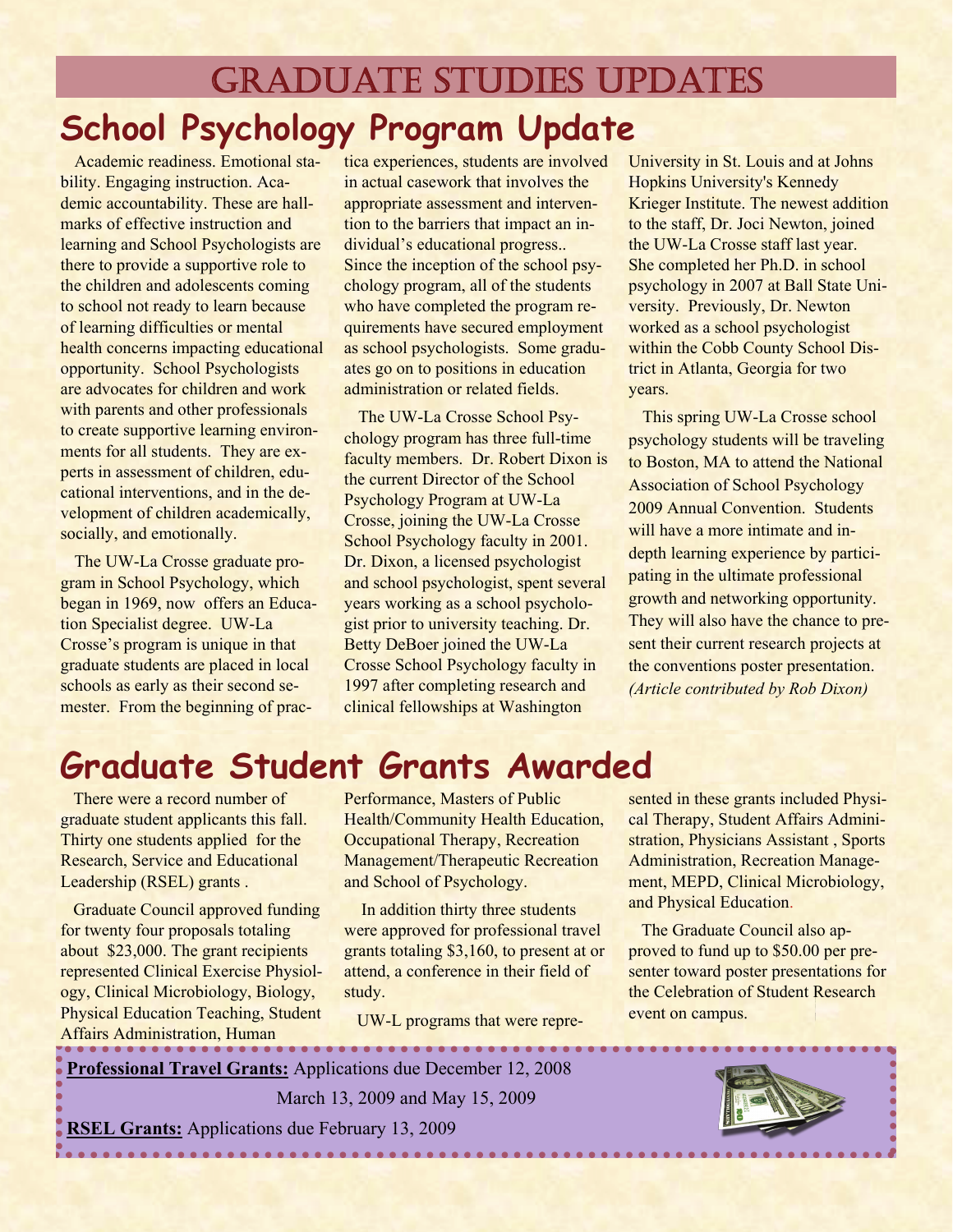# Graduate Studies Updates

## School Psychology Program Update

Academic readiness. Emotional stability. Engaging instruction. Academic accountability. These are hallmarks of effective instruction and learning and School Psychologists are there to provide a supportive role to the children and adolescents coming to school not ready to learn because of learning difficulties or mental health concerns impacting educational opportunity. School Psychologists are advocates for children and work with parents and other professionals to create supportive learning environments for all students. They are experts in assessment of children, educational interventions, and in the development of children academically, socially, and emotionally.

The UW-La Crosse graduate program in School Psychology, which began in 1969, now offers an Education Specialist degree. UW-La Crosse's program is unique in that graduate students are placed in local schools as early as their second semester. From the beginning of practica experiences, students are involved in actual casework that involves the appropriate assessment and intervention to the barriers that impact an individual's educational progress.. Since the inception of the school psychology program, all of the students who have completed the program requirements have secured employment as school psychologists. Some graduates go on to positions in education administration or related fields.

The UW-La Crosse School Psychology program has three full-time faculty members. Dr. Robert Dixon is the current Director of the School Psychology Program at UW-La Crosse, joining the UW-La Crosse School Psychology faculty in 2001. Dr. Dixon, a licensed psychologist and school psychologist, spent several years working as a school psychologist prior to university teaching. Dr. Betty DeBoer joined the UW-La Crosse School Psychology faculty in 1997 after completing research and clinical fellowships at Washington University in St. Louis and at Johns Hopkins University's Kennedy Krieger Institute. The newest addition to the staff, Dr. Joci Newton, joined the UW-La Crosse staff last year. She completed her Ph.D. in school psychology in 2007 at Ball State University. Previously, Dr. Newton worked as a school psychologist within the Cobb County School District in Atlanta, Georgia for two years.

This spring UW-La Crosse school psychology students will be traveling to Boston, MA to attend the National Association of School Psychology 2009 Annual Convention. Students will have a more intimate and in-depth learning experience by participating in the ultimate professional growth and networking opportunity. They will also have the chance to present their current research projects at the conventions poster presentation. *(Article contributed by Rob Dixon)*

## Graduate Student Grants Awarded

There were a record number of graduate student applicants this fall. Thirty one students applied for the Research, Service and Educational Leadership (RSEL) grants .

Graduate Council approved funding for twenty four proposals totaling about $23,000. The grant recipients represented Clinical Exercise Physiology, Clinical Microbiology, Biology, Physical Education Teaching, Student Affairs Administration, Human Performance, Masters of Public Health/Community Health Education, Occupational Therapy, Recreation Management/Therapeutic Recreation and School of Psychology.

In addition thirty three students were approved for professional travel grants totaling $3,160, to present at or attend, a conference in their field of study.

UW-L programs that were represented in these grants included Physical Therapy, Student Affairs Administration, Physicians Assistant , Sports Administration, Recreation Management, MEPD, Clinical Microbiology, and Physical Education.

The Graduate Council also approved to fund up to $50.00 per presenter toward poster presentations for the Celebration of Student Research event on campus.

**Professional Travel Grants:** Applications due December 12, 2008
March 13, 2009 and May 15, 2009

**RSEL Grants:** Applications due February 13, 2009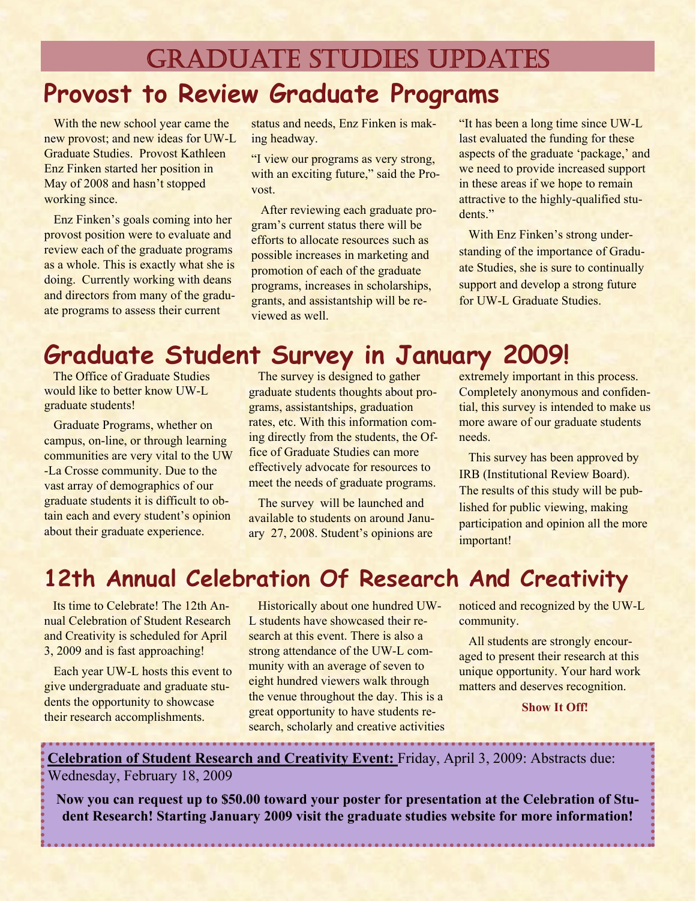# Graduate Studies Updates

## Provost to Review Graduate Programs

With the new school year came the new provost; and new ideas for UW-L Graduate Studies. Provost Kathleen Enz Finken started her position in May of 2008 and hasn't stopped working since.

Enz Finken's goals coming into her provost position were to evaluate and review each of the graduate programs as a whole. This is exactly what she is doing. Currently working with deans and directors from many of the graduate programs to assess their current status and needs, Enz Finken is making headway.

"I view our programs as very strong, with an exciting future," said the Provost.

After reviewing each graduate program's current status there will be efforts to allocate resources such as possible increases in marketing and promotion of each of the graduate programs, increases in scholarships, grants, and assistantship will be reviewed as well.

"It has been a long time since UW-L last evaluated the funding for these aspects of the graduate 'package,' and we need to provide increased support in these areas if we hope to remain attractive to the highly-qualified students."

With Enz Finken's strong understanding of the importance of Graduate Studies, she is sure to continually support and develop a strong future for UW-L Graduate Studies.

## Graduate Student Survey in January 2009!

The Office of Graduate Studies would like to better know UW-L graduate students!

Graduate Programs, whether on campus, on-line, or through learning communities are very vital to the UW -La Crosse community. Due to the vast array of demographics of our graduate students it is difficult to obtain each and every student's opinion about their graduate experience.

The survey is designed to gather graduate students thoughts about programs, assistantships, graduation rates, etc. With this information coming directly from the students, the Office of Graduate Studies can more effectively advocate for resources to meet the needs of graduate programs.

The survey will be launched and available to students on around January 27, 2008. Student's opinions are extremely important in this process. Completely anonymous and confidential, this survey is intended to make us more aware of our graduate students needs.

This survey has been approved by IRB (Institutional Review Board). The results of this study will be published for public viewing, making participation and opinion all the more important!

## 12th Annual Celebration Of Research And Creativity

Its time to Celebrate! The 12th Annual Celebration of Student Research and Creativity is scheduled for April 3, 2009 and is fast approaching!

Each year UW-L hosts this event to give undergraduate and graduate students the opportunity to showcase their research accomplishments.

Historically about one hundred UW-L students have showcased their research at this event. There is also a strong attendance of the UW-L community with an average of seven to eight hundred viewers walk through the venue throughout the day. This is a great opportunity to have students research, scholarly and creative activities noticed and recognized by the UW-L community.

All students are strongly encouraged to present their research at this unique opportunity. Your hard work matters and deserves recognition.

**Show It Off!**

---

**Celebration of Student Research and Creativity Event:** Friday, April 3, 2009: Abstracts due: Wednesday, February 18, 2009

**Now you can request up to $50.00 toward your poster for presentation at the Celebration of Student Research! Starting January 2009 visit the graduate studies website for more information!**